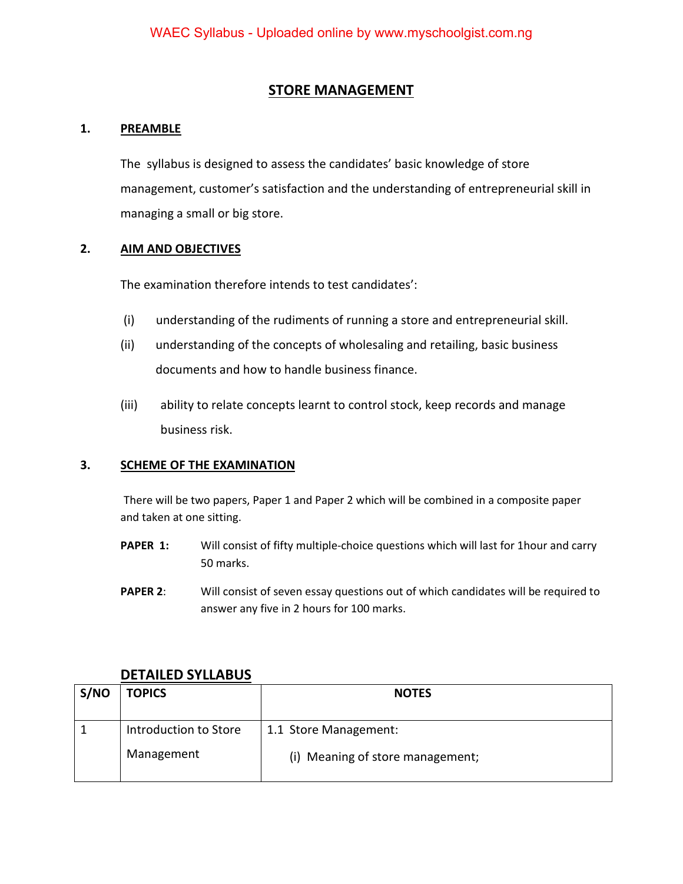# STORE MANAGEMENT

## 1. PREAMBLE

The syllabus is designed to assess the candidates' basic knowledge of store management, customer's satisfaction and the understanding of entrepreneurial skill in managing a small or big store.

## 2. AIM AND OBJECTIVES

The examination therefore intends to test candidates':

(i) understanding of the rudiments of running a store and entrepreneurial skill.

(ii) understanding of the concepts of wholesaling and retailing, basic business documents and how to handle business finance.

(iii) ability to relate concepts learnt to control stock, keep records and manage business risk.

## 3. SCHEME OF THE EXAMINATION

There will be two papers, Paper 1 and Paper 2 which will be combined in a composite paper and taken at one sitting.

**PAPER 1:** Will consist of fifty multiple-choice questions which will last for 1hour and carry 50 marks.

**PAPER 2**: Will consist of seven essay questions out of which candidates will be required to answer any five in 2 hours for 100 marks.

## DETAILED SYLLABUS

| S/NO | TOPICS | NOTES |
|---|---|---|
| 1 | Introduction to Store Management | 1.1 Store Management:<br>(i) Meaning of store management; |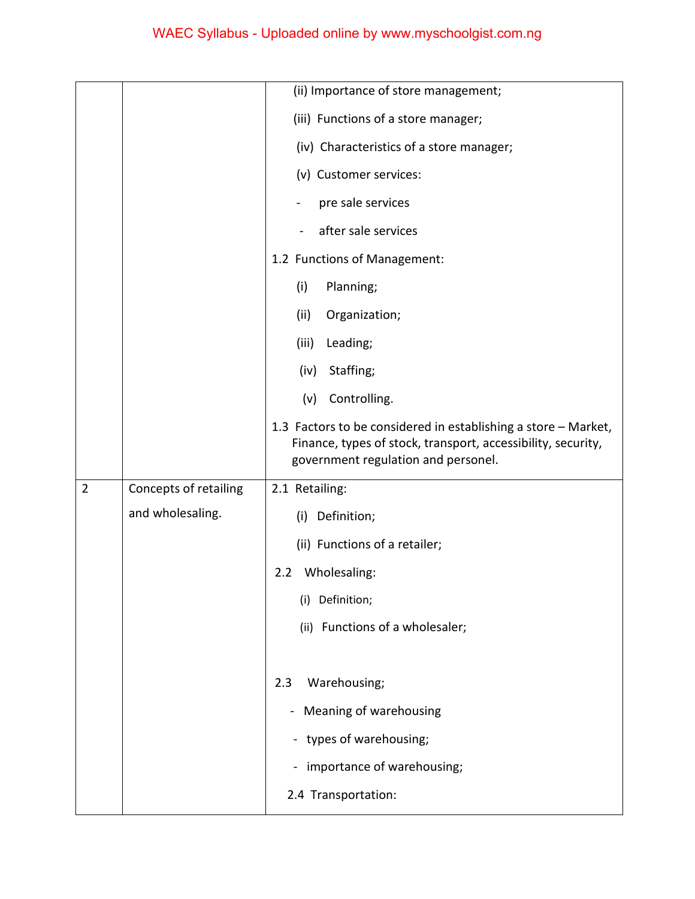| | | |
|---|---|---|
| | | (ii) Importance of store management;<br><br>(iii) Functions of a store manager;<br><br>(iv) Characteristics of a store manager;<br><br>(v) Customer services:<br><br>- pre sale services<br><br>- after sale services<br><br>1.2 Functions of Management:<br><br>(i) Planning;<br><br>(ii) Organization;<br><br>(iii) Leading;<br><br>(iv) Staffing;<br><br>(v) Controlling.<br><br>1.3 Factors to be considered in establishing a store – Market, Finance, types of stock, transport, accessibility, security, government regulation and personel. |
| 2 | Concepts of retailing and wholesaling. | 2.1 Retailing:<br><br>(i) Definition;<br><br>(ii) Functions of a retailer;<br><br>2.2 Wholesaling:<br><br>(i) Definition;<br><br>(ii) Functions of a wholesaler;<br><br>2.3 Warehousing;<br><br>- Meaning of warehousing<br><br>- types of warehousing;<br><br>- importance of warehousing;<br><br>2.4 Transportation: |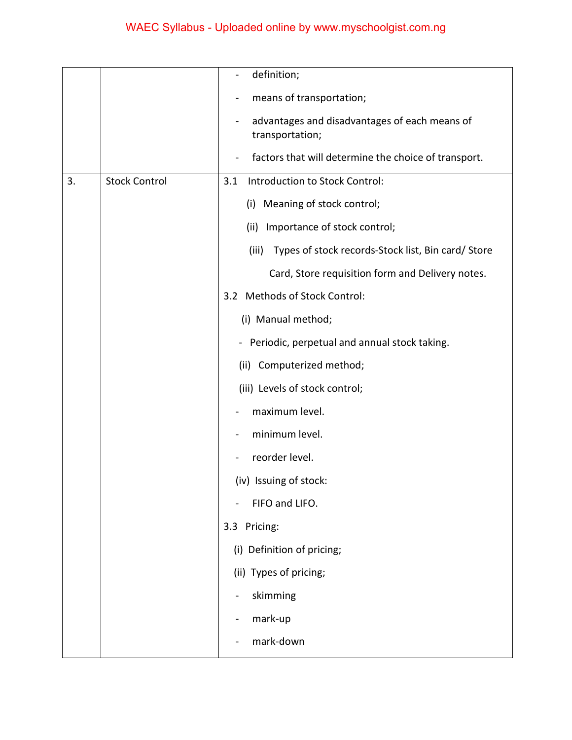| | | |
|---|---|---|
| | | - definition;<br>- means of transportation;<br>- advantages and disadvantages of each means of transportation;<br>- factors that will determine the choice of transport. |
| 3. | Stock Control | 3.1 Introduction to Stock Control:<br>(i) Meaning of stock control;<br>(ii) Importance of stock control;<br>(iii) Types of stock records-Stock list, Bin card/ Store Card, Store requisition form and Delivery notes.<br>3.2 Methods of Stock Control:<br>(i) Manual method;<br>- Periodic, perpetual and annual stock taking.<br>(ii) Computerized method;<br>(iii) Levels of stock control;<br>- maximum level.<br>- minimum level.<br>- reorder level.<br>(iv) Issuing of stock:<br>- FIFO and LIFO.<br>3.3 Pricing:<br>(i) Definition of pricing;<br>(ii) Types of pricing;<br>- skimming<br>- mark-up<br>- mark-down |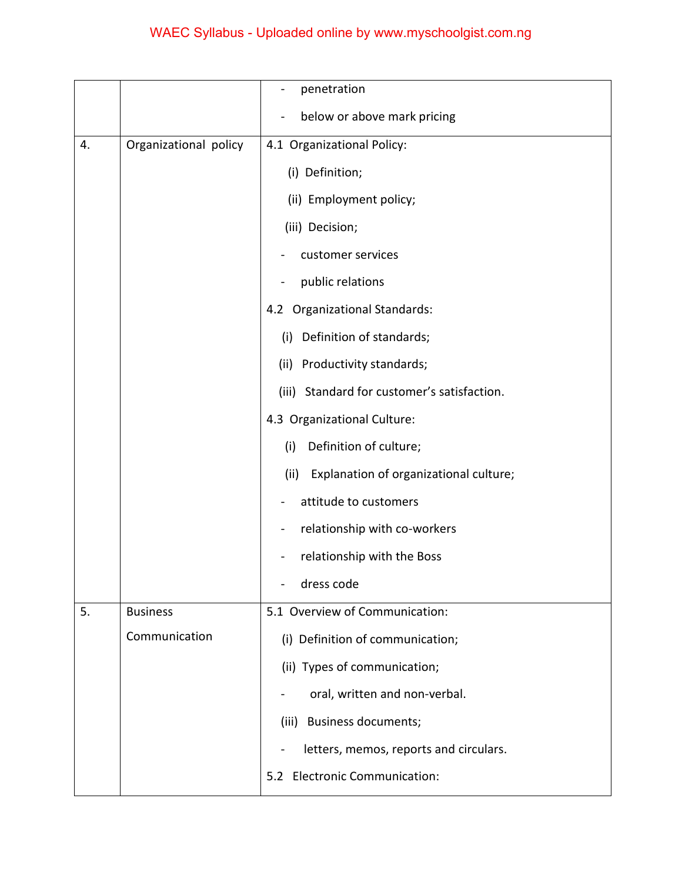| | | |
|---|---|---|
| | | - penetration<br>- below or above mark pricing |
| 4. | Organizational policy | 4.1 Organizational Policy:<br>(i) Definition;<br>(ii) Employment policy;<br>(iii) Decision;<br>- customer services<br>- public relations<br>4.2 Organizational Standards:<br>(i) Definition of standards;<br>(ii) Productivity standards;<br>(iii) Standard for customer's satisfaction.<br>4.3 Organizational Culture:<br>(i) Definition of culture;<br>(ii) Explanation of organizational culture;<br>- attitude to customers<br>- relationship with co-workers<br>- relationship with the Boss<br>- dress code |
| 5. | Business Communication | 5.1 Overview of Communication:<br>(i) Definition of communication;<br>(ii) Types of communication;<br>- oral, written and non-verbal.<br>(iii) Business documents;<br>- letters, memos, reports and circulars.<br>5.2 Electronic Communication: |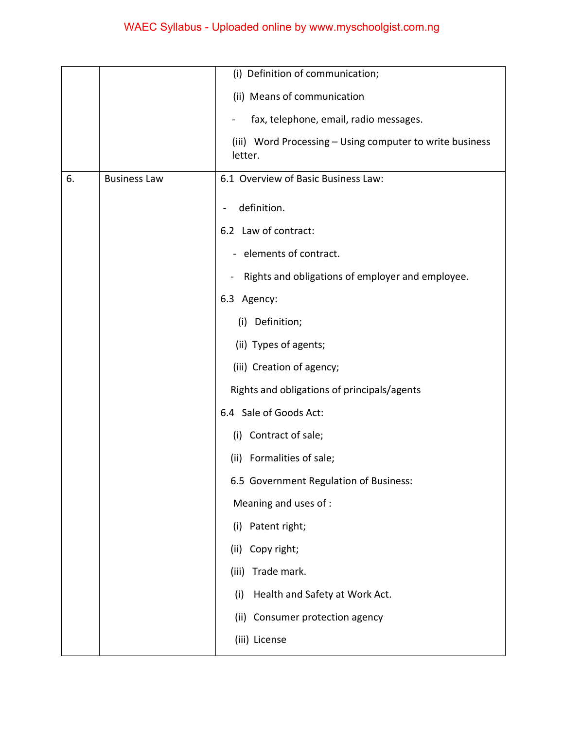| | | |
|---|---|---|
| | | (i) Definition of communication;<br><br>(ii) Means of communication<br><br>- fax, telephone, email, radio messages.<br><br>(iii) Word Processing – Using computer to write business letter. |
| 6. | Business Law | 6.1 Overview of Basic Business Law:<br><br>- definition.<br><br>6.2 Law of contract:<br><br>- elements of contract.<br><br>- Rights and obligations of employer and employee.<br><br>6.3 Agency:<br><br>(i) Definition;<br><br>(ii) Types of agents;<br><br>(iii) Creation of agency;<br><br>Rights and obligations of principals/agents<br><br>6.4 Sale of Goods Act:<br><br>(i) Contract of sale;<br><br>(ii) Formalities of sale;<br><br>6.5 Government Regulation of Business:<br><br>Meaning and uses of :<br><br>(i) Patent right;<br><br>(ii) Copy right;<br><br>(iii) Trade mark.<br><br>(i) Health and Safety at Work Act.<br><br>(ii) Consumer protection agency<br><br>(iii) License |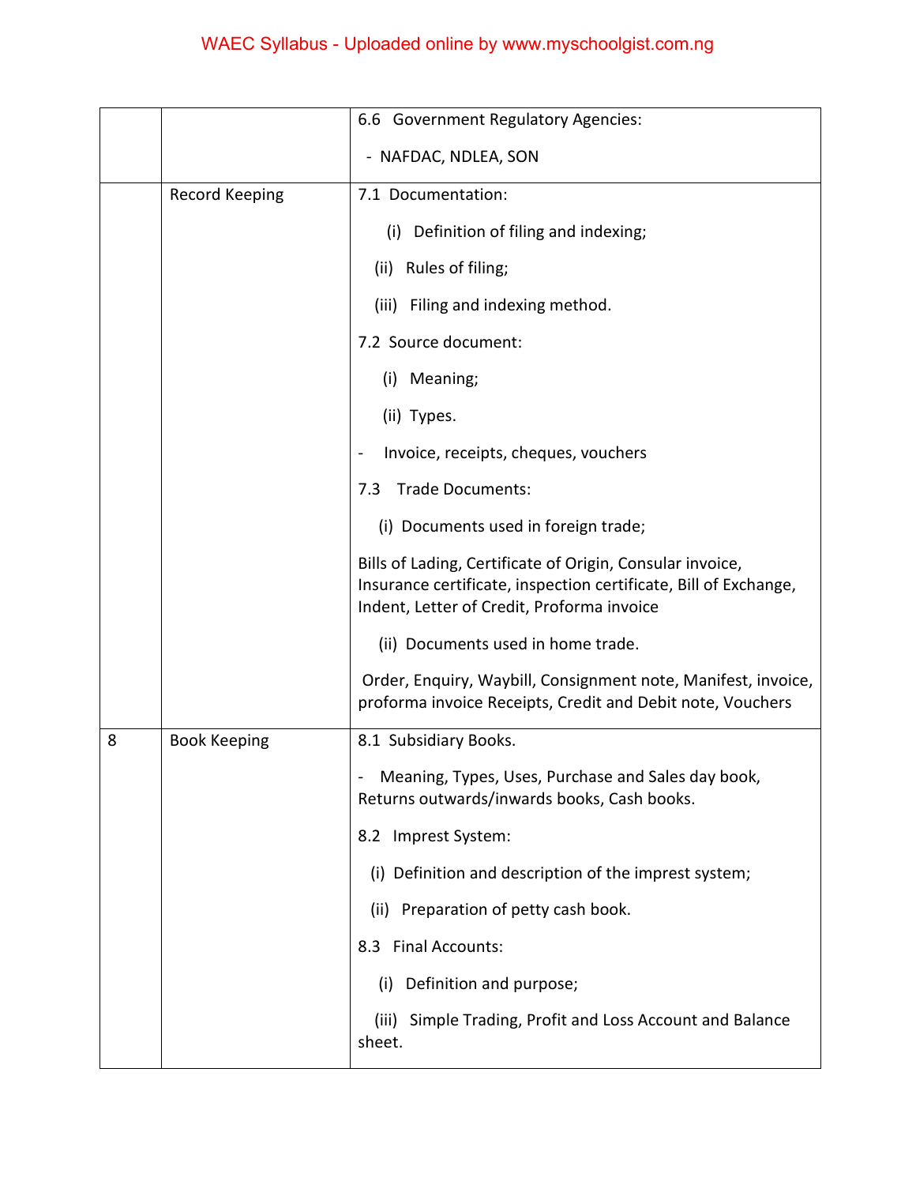| | | |
|---|---|---|
| | | 6.6 Government Regulatory Agencies:<br><br>- NAFDAC, NDLEA, SON |
| | Record Keeping | 7.1 Documentation:<br><br>(i) Definition of filing and indexing;<br><br>(ii) Rules of filing;<br><br>(iii) Filing and indexing method.<br><br>7.2 Source document:<br><br>(i) Meaning;<br><br>(ii) Types.<br><br>- Invoice, receipts, cheques, vouchers<br><br>7.3 Trade Documents:<br><br>(i) Documents used in foreign trade;<br><br>Bills of Lading, Certificate of Origin, Consular invoice, Insurance certificate, inspection certificate, Bill of Exchange, Indent, Letter of Credit, Proforma invoice<br><br>(ii) Documents used in home trade.<br><br>Order, Enquiry, Waybill, Consignment note, Manifest, invoice, proforma invoice Receipts, Credit and Debit note, Vouchers |
| 8 | Book Keeping | 8.1 Subsidiary Books.<br><br>- Meaning, Types, Uses, Purchase and Sales day book, Returns outwards/inwards books, Cash books.<br><br>8.2 Imprest System:<br><br>(i) Definition and description of the imprest system;<br><br>(ii) Preparation of petty cash book.<br><br>8.3 Final Accounts:<br><br>(i) Definition and purpose;<br><br>(iii) Simple Trading, Profit and Loss Account and Balance sheet. |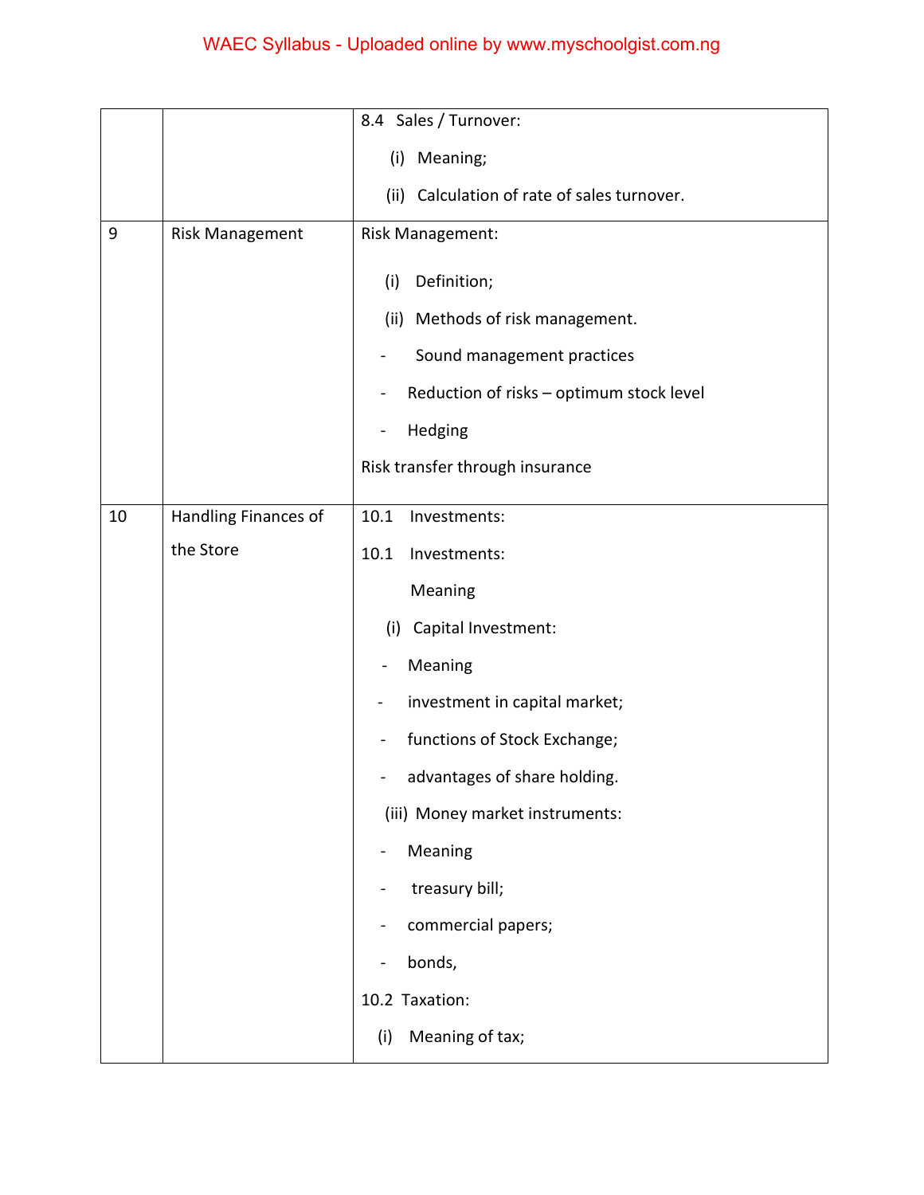|  |  |  |
| --- | --- | --- |
|  |  | 8.4 Sales / Turnover:<br>(i) Meaning;<br>(ii) Calculation of rate of sales turnover. |
| 9 | Risk Management | Risk Management:<br>(i) Definition;<br>(ii) Methods of risk management.<br>- Sound management practices<br>- Reduction of risks – optimum stock level<br>- Hedging<br>Risk transfer through insurance |
| 10 | Handling Finances of the Store | 10.1 Investments:<br>10.1 Investments:<br>Meaning<br>(i) Capital Investment:<br>- Meaning<br>- investment in capital market;<br>- functions of Stock Exchange;<br>- advantages of share holding.<br>(iii) Money market instruments:<br>- Meaning<br>- treasury bill;<br>- commercial papers;<br>- bonds,<br>10.2 Taxation:<br>(i) Meaning of tax; |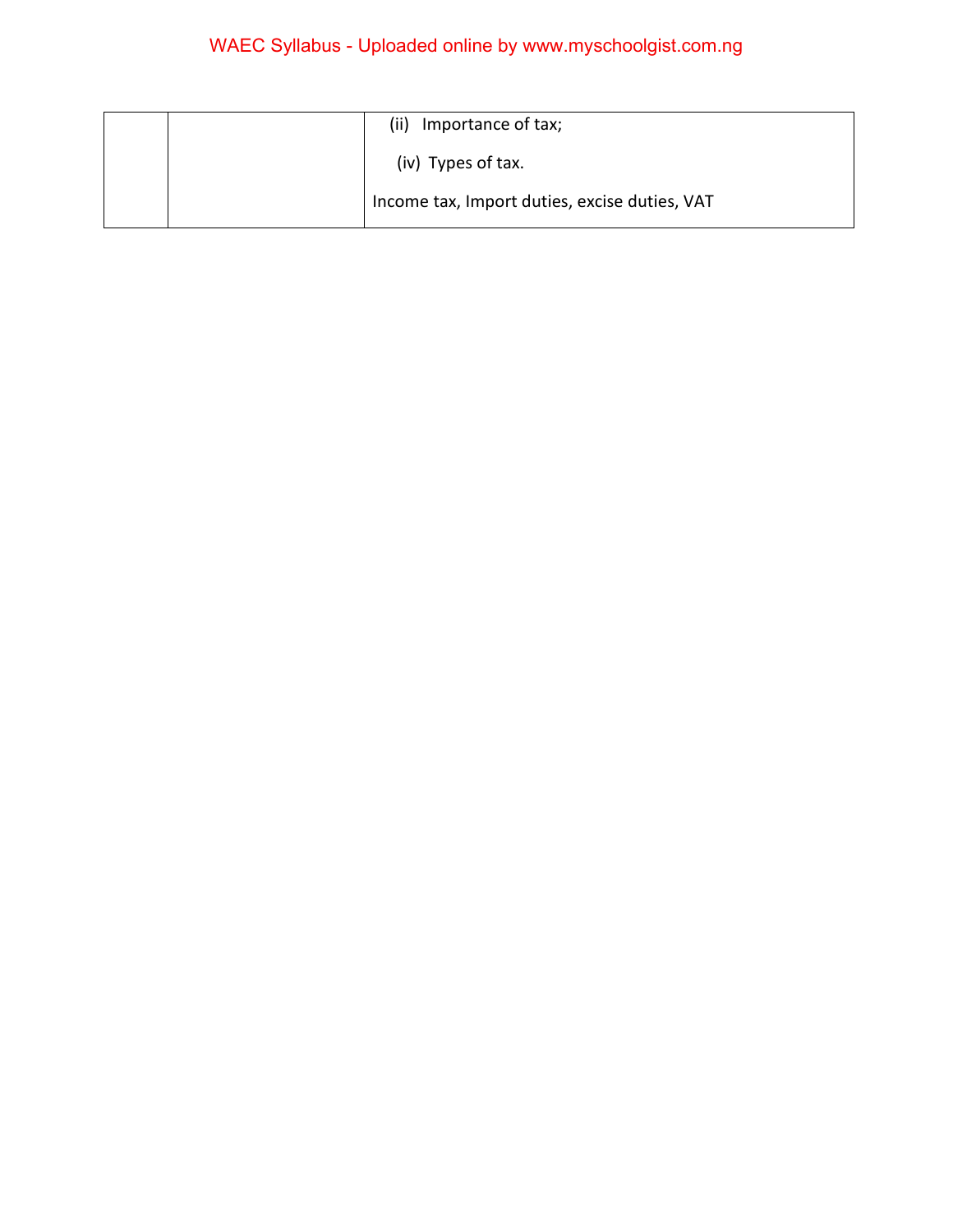| | | |
|---|---|---|
| | | (ii) Importance of tax;<br><br>(iv) Types of tax.<br><br>Income tax, Import duties, excise duties, VAT |